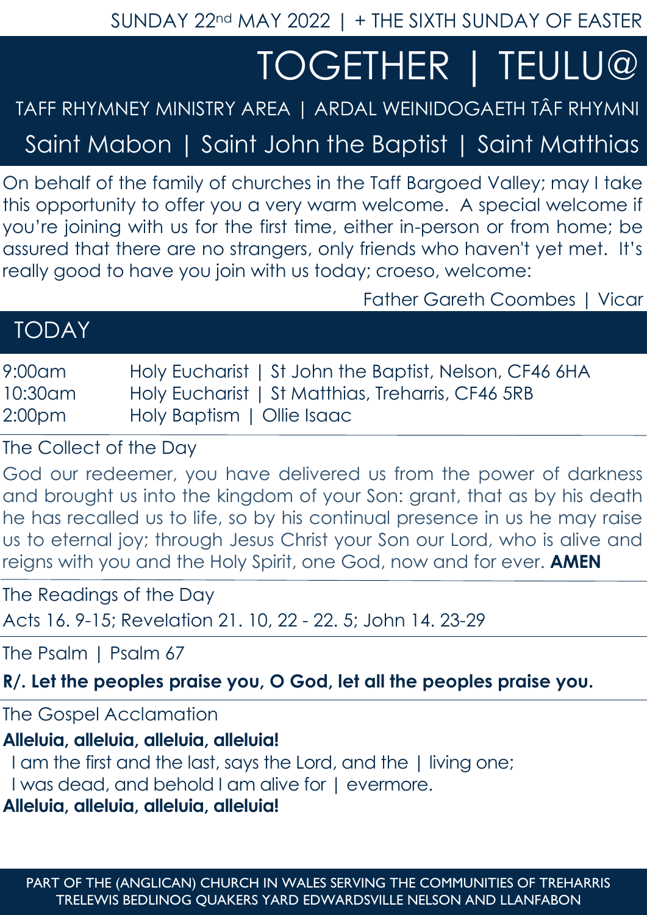SUNDAY 22nd MAY 2022 | + THE SIXTH SUNDAY OF EASTER

# TOGETHER | TEULU@

TAFF RHYMNEY MINISTRY AREA | ARDAL WEINIDOGAETH TÂF RHYMNI

Saint Mabon | Saint John the Baptist | Saint Matthias

On behalf of the family of churches in the Taff Bargoed Valley; may I take this opportunity to offer you a very warm welcome. A special welcome if you're joining with us for the first time, either in-person or from home; be assured that there are no strangers, only friends who haven't yet met. It's really good to have you join with us today; croeso, welcome:

Father Gareth Coombes | Vicar

## TODAY

| | |
|---|---|
| 9:00am | Holy Eucharist \| St John the Baptist, Nelson, CF46 6HA |
| 10:30am | Holy Eucharist \| St Matthias, Treharris, CF46 5RB |
| 2:00pm | Holy Baptism \| Ollie Isaac |

### The Collect of the Day

God our redeemer, you have delivered us from the power of darkness and brought us into the kingdom of your Son: grant, that as by his death he has recalled us to life, so by his continual presence in us he may raise us to eternal joy; through Jesus Christ your Son our Lord, who is alive and reigns with you and the Holy Spirit, one God, now and for ever. **AMEN**

### The Readings of the Day

Acts 16. 9-15; Revelation 21. 10, 22 - 22. 5; John 14. 23-29

### The Psalm | Psalm 67

**R/. Let the peoples praise you, O God, let all the peoples praise you.**

### The Gospel Acclamation

**Alleluia, alleluia, alleluia, alleluia!**

I am the first and the last, says the Lord, and the | living one;
I was dead, and behold I am alive for | evermore.

**Alleluia, alleluia, alleluia, alleluia!**

PART OF THE (ANGLICAN) CHURCH IN WALES SERVING THE COMMUNITIES OF TREHARRIS TRELEWIS BEDLINOG QUAKERS YARD EDWARDSVILLE NELSON AND LLANFABON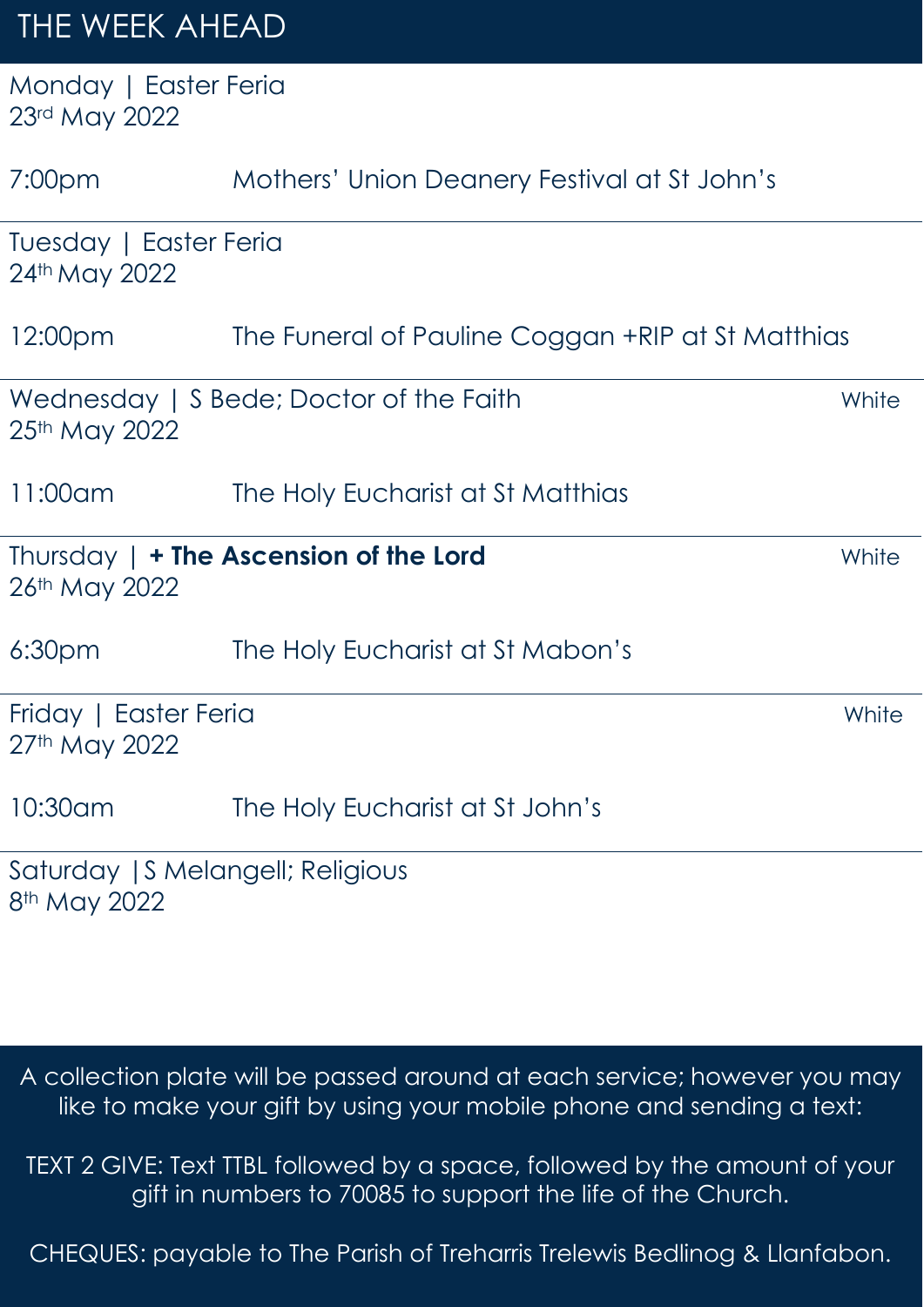# THE WEEK AHEAD

Monday | Easter Feria
23rd May 2022

7:00pm Mothers' Union Deanery Festival at St John's

---

Tuesday | Easter Feria
24th May 2022

12:00pm The Funeral of Pauline Coggan +RIP at St Matthias

---

Wednesday | S Bede; Doctor of the Faith — White
25th May 2022

11:00am The Holy Eucharist at St Matthias

---

Thursday | **+ The Ascension of the Lord** — White
26th May 2022

6:30pm The Holy Eucharist at St Mabon's

---

Friday | Easter Feria — White
27th May 2022

10:30am The Holy Eucharist at St John's

---

Saturday |S Melangell; Religious
8th May 2022

---

A collection plate will be passed around at each service; however you may like to make your gift by using your mobile phone and sending a text:

TEXT 2 GIVE: Text TTBL followed by a space, followed by the amount of your gift in numbers to 70085 to support the life of the Church.

CHEQUES: payable to The Parish of Treharris Trelewis Bedlinog & Llanfabon.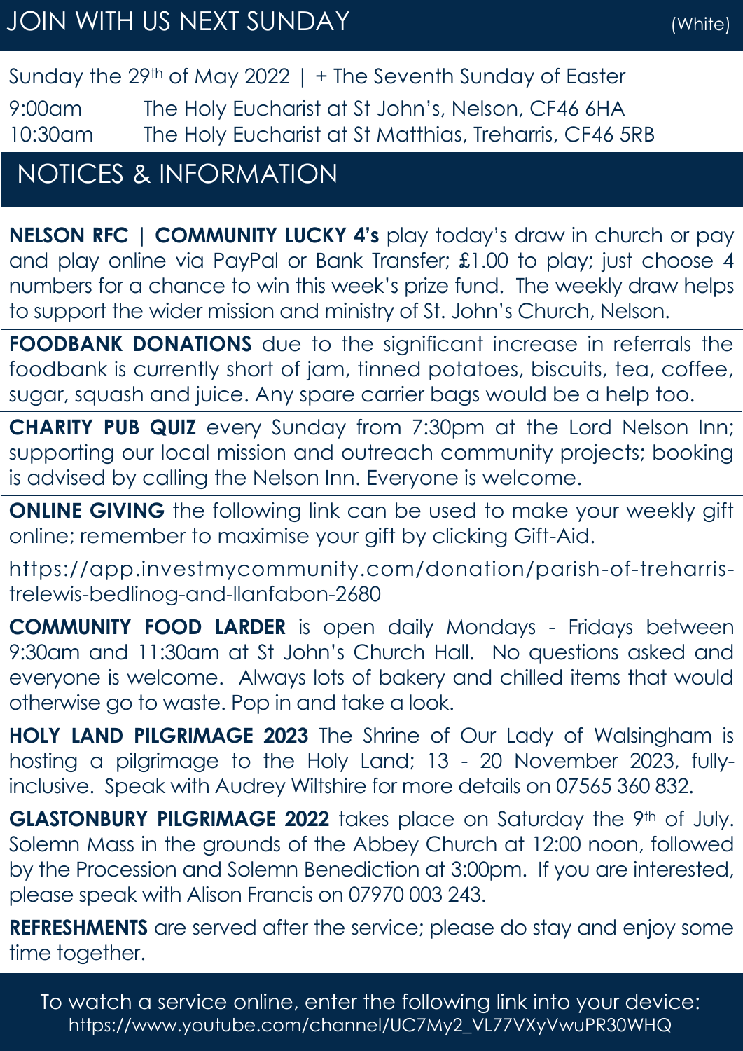## JOIN WITH US NEXT SUNDAY

(White)

Sunday the 29th of May 2022 | + The Seventh Sunday of Easter

9:00am The Holy Eucharist at St John's, Nelson, CF46 6HA

10:30am The Holy Eucharist at St Matthias, Treharris, CF46 5RB

## NOTICES & INFORMATION

**NELSON RFC | COMMUNITY LUCKY 4's** play today's draw in church or pay and play online via PayPal or Bank Transfer; £1.00 to play; just choose 4 numbers for a chance to win this week's prize fund. The weekly draw helps to support the wider mission and ministry of St. John's Church, Nelson.

**FOODBANK DONATIONS** due to the significant increase in referrals the foodbank is currently short of jam, tinned potatoes, biscuits, tea, coffee, sugar, squash and juice. Any spare carrier bags would be a help too.

**CHARITY PUB QUIZ** every Sunday from 7:30pm at the Lord Nelson Inn; supporting our local mission and outreach community projects; booking is advised by calling the Nelson Inn. Everyone is welcome.

**ONLINE GIVING** the following link can be used to make your weekly gift online; remember to maximise your gift by clicking Gift-Aid.

https://app.investmycommunity.com/donation/parish-of-treharris-trelewis-bedlinog-and-llanfabon-2680

**COMMUNITY FOOD LARDER** is open daily Mondays - Fridays between 9:30am and 11:30am at St John's Church Hall. No questions asked and everyone is welcome. Always lots of bakery and chilled items that would otherwise go to waste. Pop in and take a look.

**HOLY LAND PILGRIMAGE 2023** The Shrine of Our Lady of Walsingham is hosting a pilgrimage to the Holy Land; 13 - 20 November 2023, fully-inclusive. Speak with Audrey Wiltshire for more details on 07565 360 832.

**GLASTONBURY PILGRIMAGE 2022** takes place on Saturday the 9th of July. Solemn Mass in the grounds of the Abbey Church at 12:00 noon, followed by the Procession and Solemn Benediction at 3:00pm. If you are interested, please speak with Alison Francis on 07970 003 243.

**REFRESHMENTS** are served after the service; please do stay and enjoy some time together.

To watch a service online, enter the following link into your device:
https://www.youtube.com/channel/UC7My2_VL77VXyVwuPR30WHQ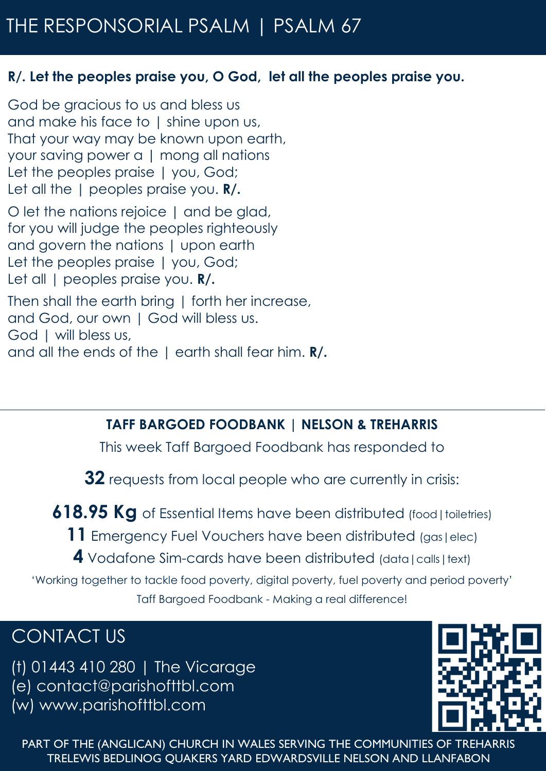# THE RESPONSORIAL PSALM | PSALM 67

**R/. Let the peoples praise you, O God, let all the peoples praise you.**

God be gracious to us and bless us
and make his face to | shine upon us,
That your way may be known upon earth,
your saving power a | mong all nations
Let the peoples praise | you, God;
Let all the | peoples praise you. **R/.**

O let the nations rejoice | and be glad,
for you will judge the peoples righteously
and govern the nations | upon earth
Let the peoples praise | you, God;
Let all | peoples praise you. **R/.**

Then shall the earth bring | forth her increase,
and God, our own | God will bless us.
God | will bless us,
and all the ends of the | earth shall fear him. **R/.**

---

## TAFF BARGOED FOODBANK | NELSON & TREHARRIS

This week Taff Bargoed Foodbank has responded to

**32** requests from local people who are currently in crisis:

**618.95 Kg** of Essential Items have been distributed (food | toiletries)
**11** Emergency Fuel Vouchers have been distributed (gas | elec)
**4** Vodafone Sim-cards have been distributed (data | calls | text)

'Working together to tackle food poverty, digital poverty, fuel poverty and period poverty'

Taff Bargoed Foodbank - Making a real difference!

## CONTACT US

(t) 01443 410 280 | The Vicarage
(e) contact@parishofttbl.com
(w) www.parishofttbl.com

PART OF THE (ANGLICAN) CHURCH IN WALES SERVING THE COMMUNITIES OF TREHARRIS TRELEWIS BEDLINOG QUAKERS YARD EDWARDSVILLE NELSON AND LLANFABON